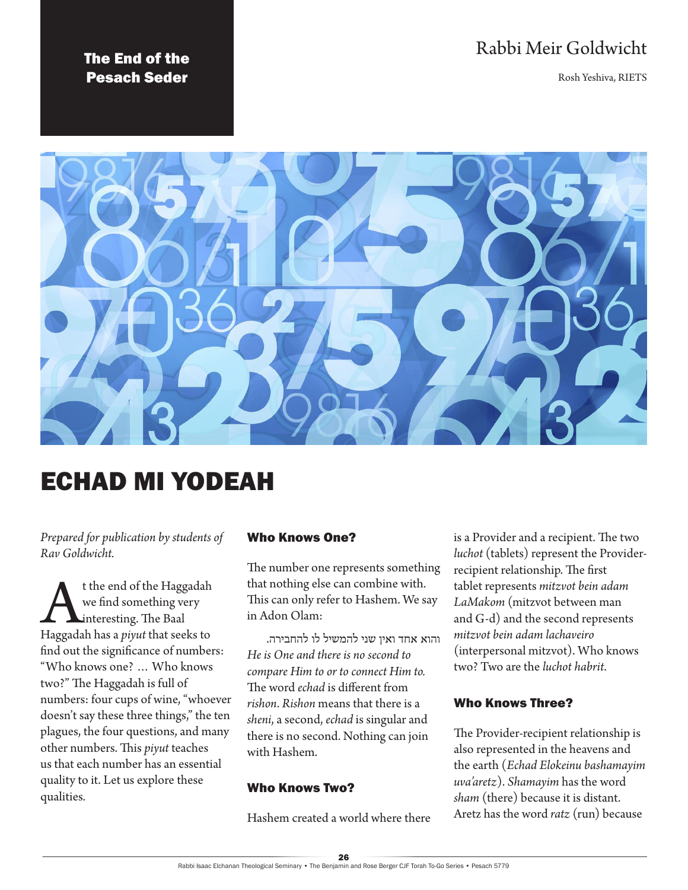The End of the Pesach Seder

Rabbi Meir Goldwicht

Rosh Yeshiva, RIETS

# ECHAD MI YODEAH

*Prepared for publication by students of Rav Goldwicht.*

At the end of the Haggadah we find something very interesting. The Baal Haggadah has a *piyut* that seeks to find out the significance of numbers: "Who knows one? … Who knows two?" The Haggadah is full of numbers: four cups of wine, "whoever doesn't say these three things," the ten plagues, the four questions, and many other numbers. This *piyut* teaches us that each number has an essential quality to it. Let us explore these qualities.

### Who Knows One?

The number one represents something that nothing else can combine with. This can only refer to Hashem. We say in Adon Olam:

והוא אחד ואין שני להמשיל לו להחבירה.

*He is One and there is no second to compare Him to or to connect Him to.*

The word *echad* is different from *rishon*. *Rishon* means that there is a *sheni*, a second, *echad* is singular and there is no second. Nothing can join with Hashem.

### Who Knows Two?

Hashem created a world where there is a Provider and a recipient. The two *luchot* (tablets) represent the Provider-recipient relationship. The first tablet represents *mitzvot bein adam LaMakom* (mitzvot between man and G-d) and the second represents *mitzvot bein adam lachaveiro* (interpersonal mitzvot). Who knows two? Two are the *luchot habrit*.

### Who Knows Three?

The Provider-recipient relationship is also represented in the heavens and the earth (*Echad Elokeinu bashamayim uva'aretz*). *Shamayim* has the word *sham* (there) because it is distant. Aretz has the word *ratz* (run) because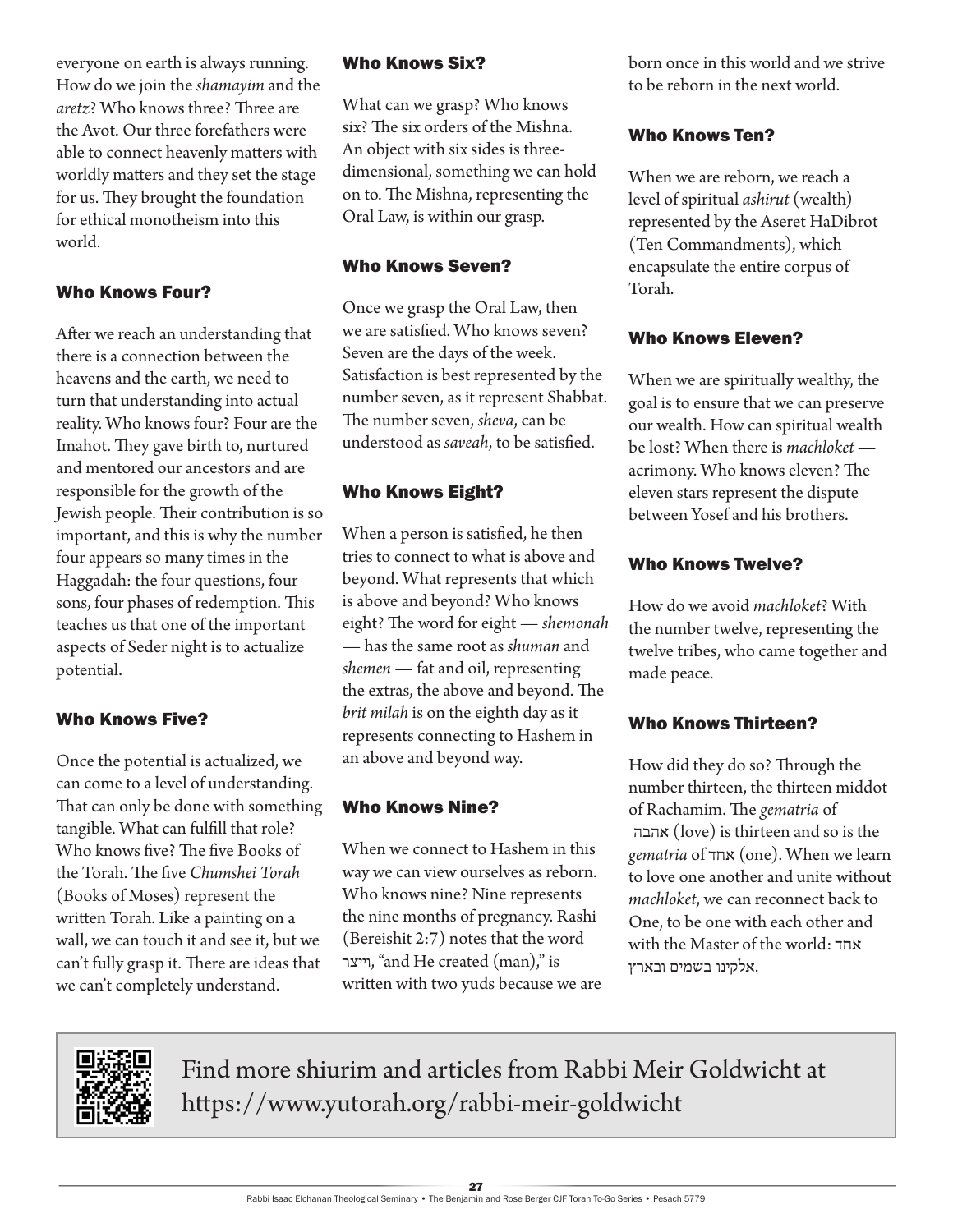everyone on earth is always running. How do we join the *shamayim* and the *aretz*? Who knows three? Three are the Avot. Our three forefathers were able to connect heavenly matters with worldly matters and they set the stage for us. They brought the foundation for ethical monotheism into this world.

### Who Knows Four?

After we reach an understanding that there is a connection between the heavens and the earth, we need to turn that understanding into actual reality. Who knows four? Four are the Imahot. They gave birth to, nurtured and mentored our ancestors and are responsible for the growth of the Jewish people. Their contribution is so important, and this is why the number four appears so many times in the Haggadah: the four questions, four sons, four phases of redemption. This teaches us that one of the important aspects of Seder night is to actualize potential.

### Who Knows Five?

Once the potential is actualized, we can come to a level of understanding. That can only be done with something tangible. What can fulfill that role? Who knows five? The five Books of the Torah. The five *Chumshei Torah* (Books of Moses) represent the written Torah. Like a painting on a wall, we can touch it and see it, but we can't fully grasp it. There are ideas that we can't completely understand.

### Who Knows Six?

What can we grasp? Who knows six? The six orders of the Mishna. An object with six sides is three-dimensional, something we can hold on to. The Mishna, representing the Oral Law, is within our grasp.

### Who Knows Seven?

Once we grasp the Oral Law, then we are satisfied. Who knows seven? Seven are the days of the week. Satisfaction is best represented by the number seven, as it represent Shabbat. The number seven, *sheva*, can be understood as *saveah*, to be satisfied.

### Who Knows Eight?

When a person is satisfied, he then tries to connect to what is above and beyond. What represents that which is above and beyond? Who knows eight? The word for eight — *shemonah* — has the same root as *shuman* and *shemen* — fat and oil, representing the extras, the above and beyond. The *brit milah* is on the eighth day as it represents connecting to Hashem in an above and beyond way.

### Who Knows Nine?

When we connect to Hashem in this way we can view ourselves as reborn. Who knows nine? Nine represents the nine months of pregnancy. Rashi (Bereishit 2:7) notes that the word וייצר, "and He created (man)," is written with two yuds because we are born once in this world and we strive to be reborn in the next world.

### Who Knows Ten?

When we are reborn, we reach a level of spiritual *ashirut* (wealth) represented by the Aseret HaDibrot (Ten Commandments), which encapsulate the entire corpus of Torah.

### Who Knows Eleven?

When we are spiritually wealthy, the goal is to ensure that we can preserve our wealth. How can spiritual wealth be lost? When there is *machloket* — acrimony. Who knows eleven? The eleven stars represent the dispute between Yosef and his brothers.

### Who Knows Twelve?

How do we avoid *machloket*? With the number twelve, representing the twelve tribes, who came together and made peace.

### Who Knows Thirteen?

How did they do so? Through the number thirteen, the thirteen middot of Rachamim. The *gematria* of אהבה (love) is thirteen and so is the *gematria* of אחד (one). When we learn to love one another and unite without *machloket*, we can reconnect back to One, to be one with each other and with the Master of the world: אחד אלקינו בשמים ובארץ.

Find more shiurim and articles from Rabbi Meir Goldwicht at https://www.yutorah.org/rabbi-meir-goldwicht